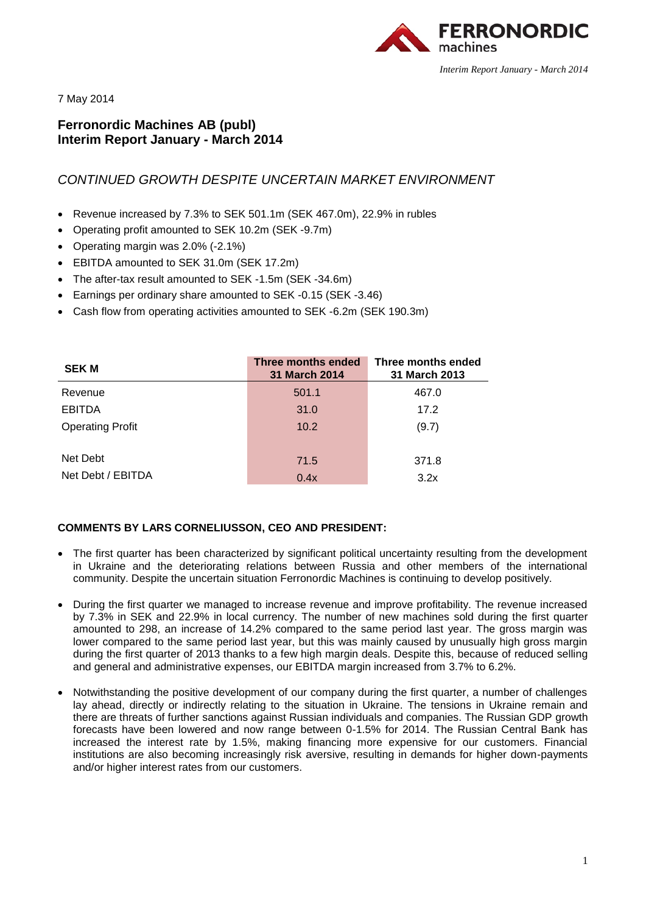7 May 2014

# Ferronordic Machines AB (publ)
# Interim Report January - March 2014

## *CONTINUED GROWTH DESPITE UNCERTAIN MARKET ENVIRONMENT*

- Revenue increased by 7.3% to SEK 501.1m (SEK 467.0m), 22.9% in rubles
- Operating profit amounted to SEK 10.2m (SEK -9.7m)
- Operating margin was 2.0% (-2.1%)
- EBITDA amounted to SEK 31.0m (SEK 17.2m)
- The after-tax result amounted to SEK -1.5m (SEK -34.6m)
- Earnings per ordinary share amounted to SEK -0.15 (SEK -3.46)
- Cash flow from operating activities amounted to SEK -6.2m (SEK 190.3m)

| SEK M | Three months ended 31 March 2014 | Three months ended 31 March 2013 |
|---|---|---|
| Revenue | 501.1 | 467.0 |
| EBITDA | 31.0 | 17.2 |
| Operating Profit | 10.2 | (9.7) |
| | | |
| Net Debt | 71.5 | 371.8 |
| Net Debt / EBITDA | 0.4x | 3.2x |

**COMMENTS BY LARS CORNELIUSSON, CEO AND PRESIDENT:**

- The first quarter has been characterized by significant political uncertainty resulting from the development in Ukraine and the deteriorating relations between Russia and other members of the international community. Despite the uncertain situation Ferronordic Machines is continuing to develop positively.
- During the first quarter we managed to increase revenue and improve profitability. The revenue increased by 7.3% in SEK and 22.9% in local currency. The number of new machines sold during the first quarter amounted to 298, an increase of 14.2% compared to the same period last year. The gross margin was lower compared to the same period last year, but this was mainly caused by unusually high gross margin during the first quarter of 2013 thanks to a few high margin deals. Despite this, because of reduced selling and general and administrative expenses, our EBITDA margin increased from 3.7% to 6.2%.
- Notwithstanding the positive development of our company during the first quarter, a number of challenges lay ahead, directly or indirectly relating to the situation in Ukraine. The tensions in Ukraine remain and there are threats of further sanctions against Russian individuals and companies. The Russian GDP growth forecasts have been lowered and now range between 0-1.5% for 2014. The Russian Central Bank has increased the interest rate by 1.5%, making financing more expensive for our customers. Financial institutions are also becoming increasingly risk aversive, resulting in demands for higher down-payments and/or higher interest rates from our customers.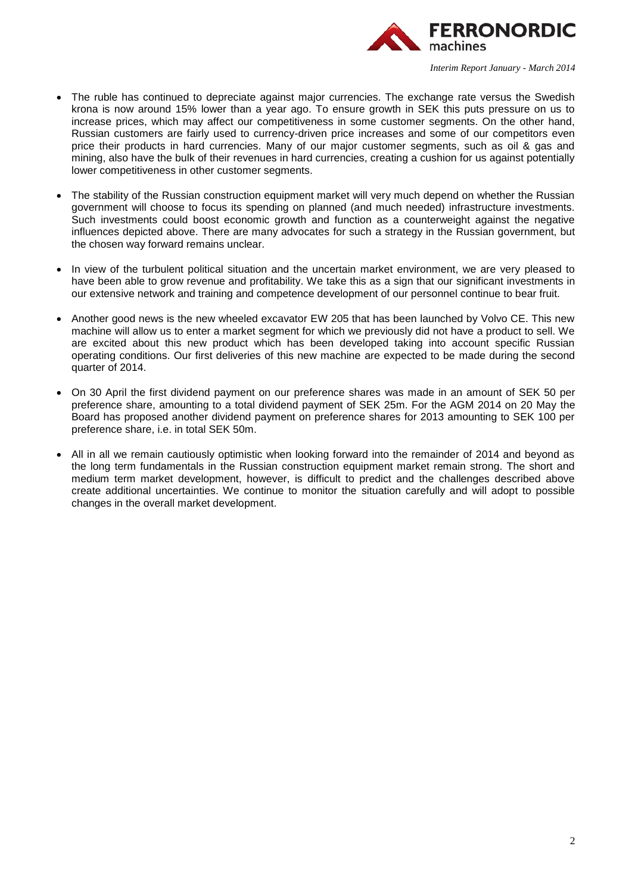- The ruble has continued to depreciate against major currencies. The exchange rate versus the Swedish krona is now around 15% lower than a year ago. To ensure growth in SEK this puts pressure on us to increase prices, which may affect our competitiveness in some customer segments. On the other hand, Russian customers are fairly used to currency-driven price increases and some of our competitors even price their products in hard currencies. Many of our major customer segments, such as oil & gas and mining, also have the bulk of their revenues in hard currencies, creating a cushion for us against potentially lower competitiveness in other customer segments.

- The stability of the Russian construction equipment market will very much depend on whether the Russian government will choose to focus its spending on planned (and much needed) infrastructure investments. Such investments could boost economic growth and function as a counterweight against the negative influences depicted above. There are many advocates for such a strategy in the Russian government, but the chosen way forward remains unclear.

- In view of the turbulent political situation and the uncertain market environment, we are very pleased to have been able to grow revenue and profitability. We take this as a sign that our significant investments in our extensive network and training and competence development of our personnel continue to bear fruit.

- Another good news is the new wheeled excavator EW 205 that has been launched by Volvo CE. This new machine will allow us to enter a market segment for which we previously did not have a product to sell. We are excited about this new product which has been developed taking into account specific Russian operating conditions. Our first deliveries of this new machine are expected to be made during the second quarter of 2014.

- On 30 April the first dividend payment on our preference shares was made in an amount of SEK 50 per preference share, amounting to a total dividend payment of SEK 25m. For the AGM 2014 on 20 May the Board has proposed another dividend payment on preference shares for 2013 amounting to SEK 100 per preference share, i.e. in total SEK 50m.

- All in all we remain cautiously optimistic when looking forward into the remainder of 2014 and beyond as the long term fundamentals in the Russian construction equipment market remain strong. The short and medium term market development, however, is difficult to predict and the challenges described above create additional uncertainties. We continue to monitor the situation carefully and will adopt to possible changes in the overall market development.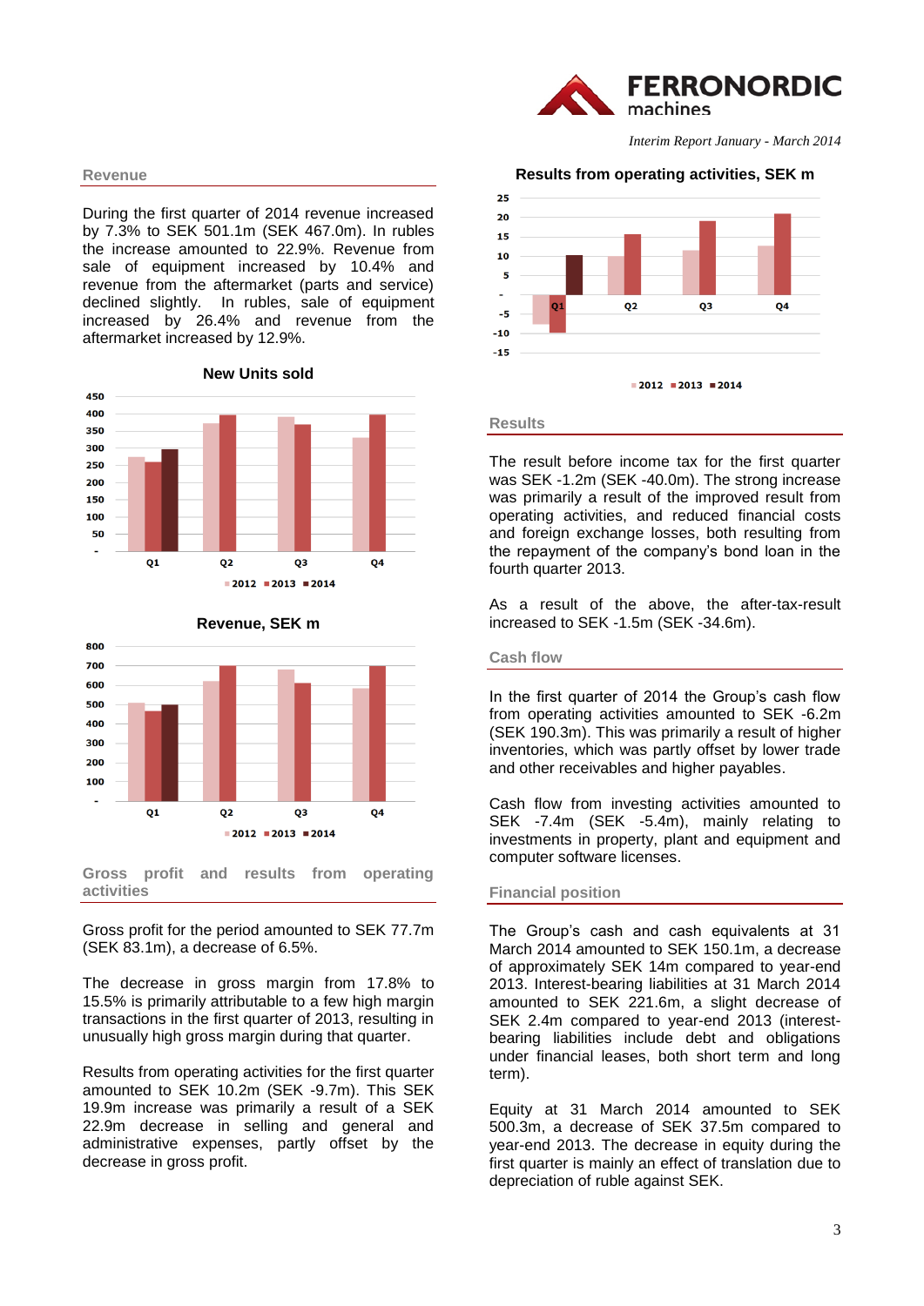## Revenue

During the first quarter of 2014 revenue increased by 7.3% to SEK 501.1m (SEK 467.0m). In rubles the increase amounted to 22.9%. Revenue from sale of equipment increased by 10.4% and revenue from the aftermarket (parts and service) declined slightly. In rubles, sale of equipment increased by 26.4% and revenue from the aftermarket increased by 12.9%.

**New Units sold**

**Revenue, SEK m**

## Gross profit and results from operating activities

Gross profit for the period amounted to SEK 77.7m (SEK 83.1m), a decrease of 6.5%.

The decrease in gross margin from 17.8% to 15.5% is primarily attributable to a few high margin transactions in the first quarter of 2013, resulting in unusually high gross margin during that quarter.

Results from operating activities for the first quarter amounted to SEK 10.2m (SEK -9.7m). This SEK 19.9m increase was primarily a result of a SEK 22.9m decrease in selling and general and administrative expenses, partly offset by the decrease in gross profit.

**Results from operating activities, SEK m**

## Results

The result before income tax for the first quarter was SEK -1.2m (SEK -40.0m). The strong increase was primarily a result of the improved result from operating activities, and reduced financial costs and foreign exchange losses, both resulting from the repayment of the company's bond loan in the fourth quarter 2013.

As a result of the above, the after-tax-result increased to SEK -1.5m (SEK -34.6m).

## Cash flow

In the first quarter of 2014 the Group's cash flow from operating activities amounted to SEK -6.2m (SEK 190.3m). This was primarily a result of higher inventories, which was partly offset by lower trade and other receivables and higher payables.

Cash flow from investing activities amounted to SEK -7.4m (SEK -5.4m), mainly relating to investments in property, plant and equipment and computer software licenses.

## Financial position

The Group's cash and cash equivalents at 31 March 2014 amounted to SEK 150.1m, a decrease of approximately SEK 14m compared to year-end 2013. Interest-bearing liabilities at 31 March 2014 amounted to SEK 221.6m, a slight decrease of SEK 2.4m compared to year-end 2013 (interest-bearing liabilities include debt and obligations under financial leases, both short term and long term).

Equity at 31 March 2014 amounted to SEK 500.3m, a decrease of SEK 37.5m compared to year-end 2013. The decrease in equity during the first quarter is mainly an effect of translation due to depreciation of ruble against SEK.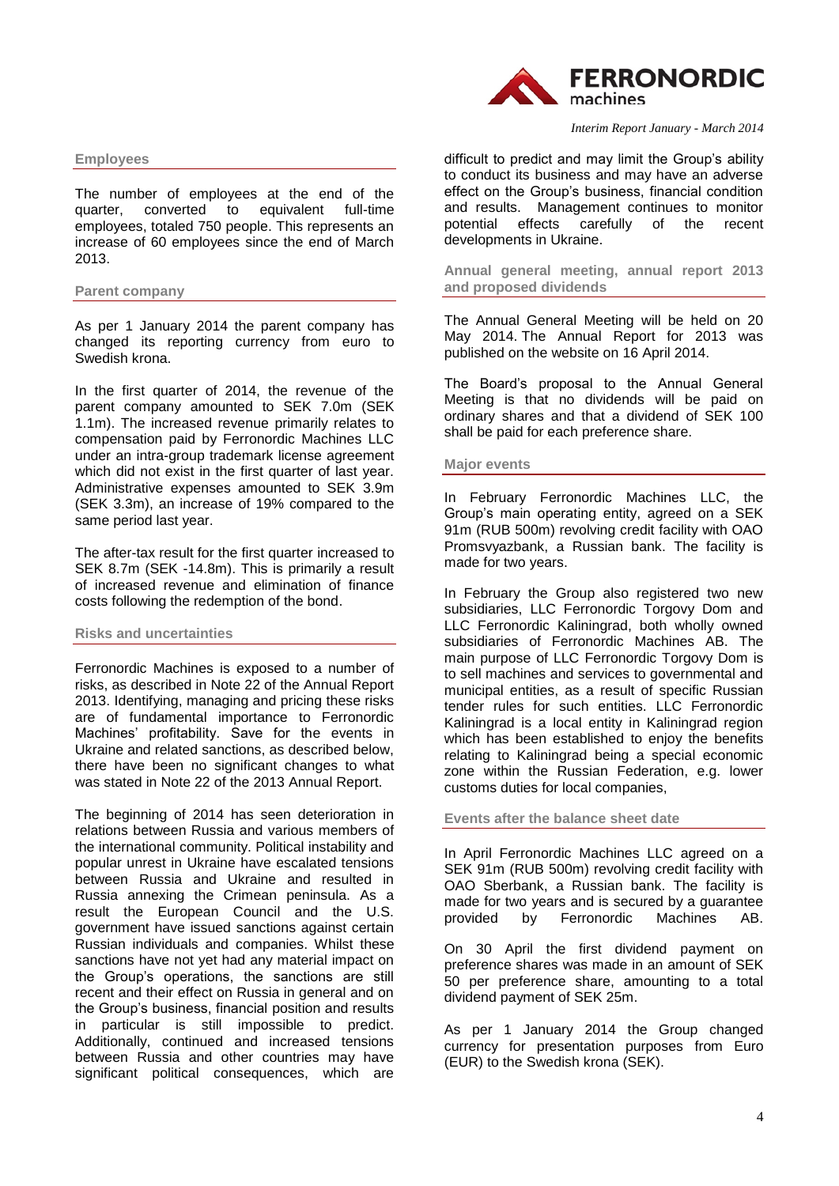## Employees

The number of employees at the end of the quarter, converted to equivalent full-time employees, totaled 750 people. This represents an increase of 60 employees since the end of March 2013.

## Parent company

As per 1 January 2014 the parent company has changed its reporting currency from euro to Swedish krona.

In the first quarter of 2014, the revenue of the parent company amounted to SEK 7.0m (SEK 1.1m). The increased revenue primarily relates to compensation paid by Ferronordic Machines LLC under an intra-group trademark license agreement which did not exist in the first quarter of last year. Administrative expenses amounted to SEK 3.9m (SEK 3.3m), an increase of 19% compared to the same period last year.

The after-tax result for the first quarter increased to SEK 8.7m (SEK -14.8m). This is primarily a result of increased revenue and elimination of finance costs following the redemption of the bond.

## Risks and uncertainties

Ferronordic Machines is exposed to a number of risks, as described in Note 22 of the Annual Report 2013. Identifying, managing and pricing these risks are of fundamental importance to Ferronordic Machines' profitability. Save for the events in Ukraine and related sanctions, as described below, there have been no significant changes to what was stated in Note 22 of the 2013 Annual Report.

The beginning of 2014 has seen deterioration in relations between Russia and various members of the international community. Political instability and popular unrest in Ukraine have escalated tensions between Russia and Ukraine and resulted in Russia annexing the Crimean peninsula. As a result the European Council and the U.S. government have issued sanctions against certain Russian individuals and companies. Whilst these sanctions have not yet had any material impact on the Group's operations, the sanctions are still recent and their effect on Russia in general and on the Group's business, financial position and results in particular is still impossible to predict. Additionally, continued and increased tensions between Russia and other countries may have significant political consequences, which are difficult to predict and may limit the Group's ability to conduct its business and may have an adverse effect on the Group's business, financial condition and results. Management continues to monitor potential effects carefully of the recent developments in Ukraine.

## Annual general meeting, annual report 2013 and proposed dividends

The Annual General Meeting will be held on 20 May 2014. The Annual Report for 2013 was published on the website on 16 April 2014.

The Board's proposal to the Annual General Meeting is that no dividends will be paid on ordinary shares and that a dividend of SEK 100 shall be paid for each preference share.

## Major events

In February Ferronordic Machines LLC, the Group's main operating entity, agreed on a SEK 91m (RUB 500m) revolving credit facility with OAO Promsvyazbank, a Russian bank. The facility is made for two years.

In February the Group also registered two new subsidiaries, LLC Ferronordic Torgovy Dom and LLC Ferronordic Kaliningrad, both wholly owned subsidiaries of Ferronordic Machines AB. The main purpose of LLC Ferronordic Torgovy Dom is to sell machines and services to governmental and municipal entities, as a result of specific Russian tender rules for such entities. LLC Ferronordic Kaliningrad is a local entity in Kaliningrad region which has been established to enjoy the benefits relating to Kaliningrad being a special economic zone within the Russian Federation, e.g. lower customs duties for local companies,

## Events after the balance sheet date

In April Ferronordic Machines LLC agreed on a SEK 91m (RUB 500m) revolving credit facility with OAO Sberbank, a Russian bank. The facility is made for two years and is secured by a guarantee provided by Ferronordic Machines AB.

On 30 April the first dividend payment on preference shares was made in an amount of SEK 50 per preference share, amounting to a total dividend payment of SEK 25m.

As per 1 January 2014 the Group changed currency for presentation purposes from Euro (EUR) to the Swedish krona (SEK).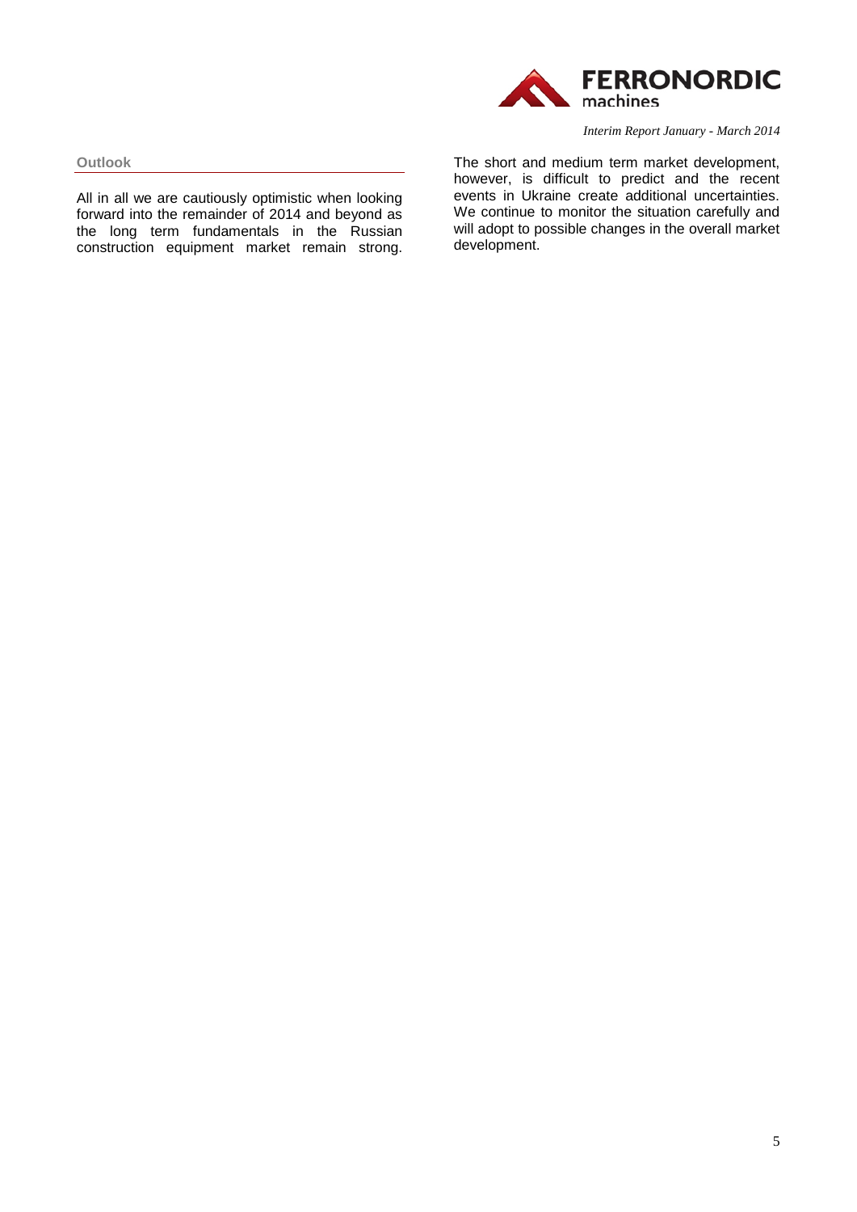## Outlook

All in all we are cautiously optimistic when looking forward into the remainder of 2014 and beyond as the long term fundamentals in the Russian construction equipment market remain strong. The short and medium term market development, however, is difficult to predict and the recent events in Ukraine create additional uncertainties. We continue to monitor the situation carefully and will adopt to possible changes in the overall market development.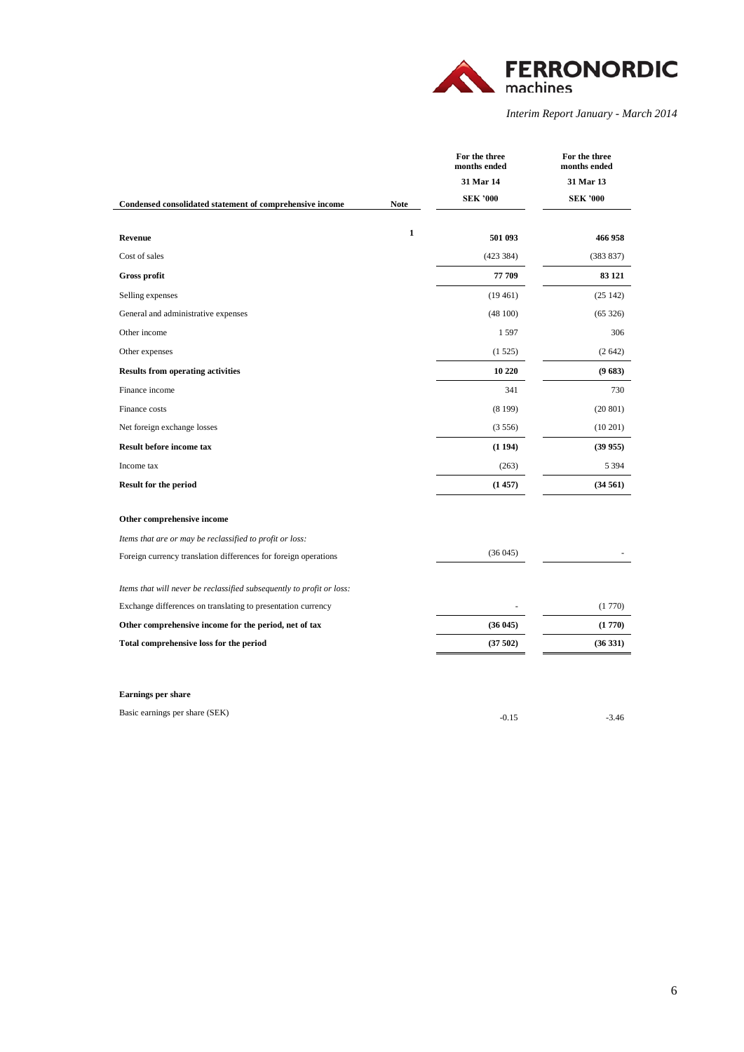| Condensed consolidated statement of comprehensive income | Note | For the three months ended 31 Mar 14 SEK '000 | For the three months ended 31 Mar 13 SEK '000 |
|---|---|---|---|
| **Revenue** | 1 | **501 093** | **466 958** |
| Cost of sales | | (423 384) | (383 837) |
| **Gross profit** | | **77 709** | **83 121** |
| Selling expenses | | (19 461) | (25 142) |
| General and administrative expenses | | (48 100) | (65 326) |
| Other income | | 1 597 | 306 |
| Other expenses | | (1 525) | (2 642) |
| **Results from operating activities** | | **10 220** | **(9 683)** |
| Finance income | | 341 | 730 |
| Finance costs | | (8 199) | (20 801) |
| Net foreign exchange losses | | (3 556) | (10 201) |
| **Result before income tax** | | **(1 194)** | **(39 955)** |
| Income tax | | (263) | 5 394 |
| **Result for the period** | | **(1 457)** | **(34 561)** |
| | | | |
| **Other comprehensive income** | | | |
| *Items that are or may be reclassified to profit or loss:* | | | |
| Foreign currency translation differences for foreign operations | | (36 045) | - |
| | | | |
| *Items that will never be reclassified subsequently to profit or loss:* | | | |
| Exchange differences on translating to presentation currency | | - | (1 770) |
| **Other comprehensive income for the period, net of tax** | | **(36 045)** | **(1 770)** |
| **Total comprehensive loss for the period** | | **(37 502)** | **(36 331)** |
| | | | |
| **Earnings per share** | | | |
| Basic earnings per share (SEK) | | -0.15 | -3.46 |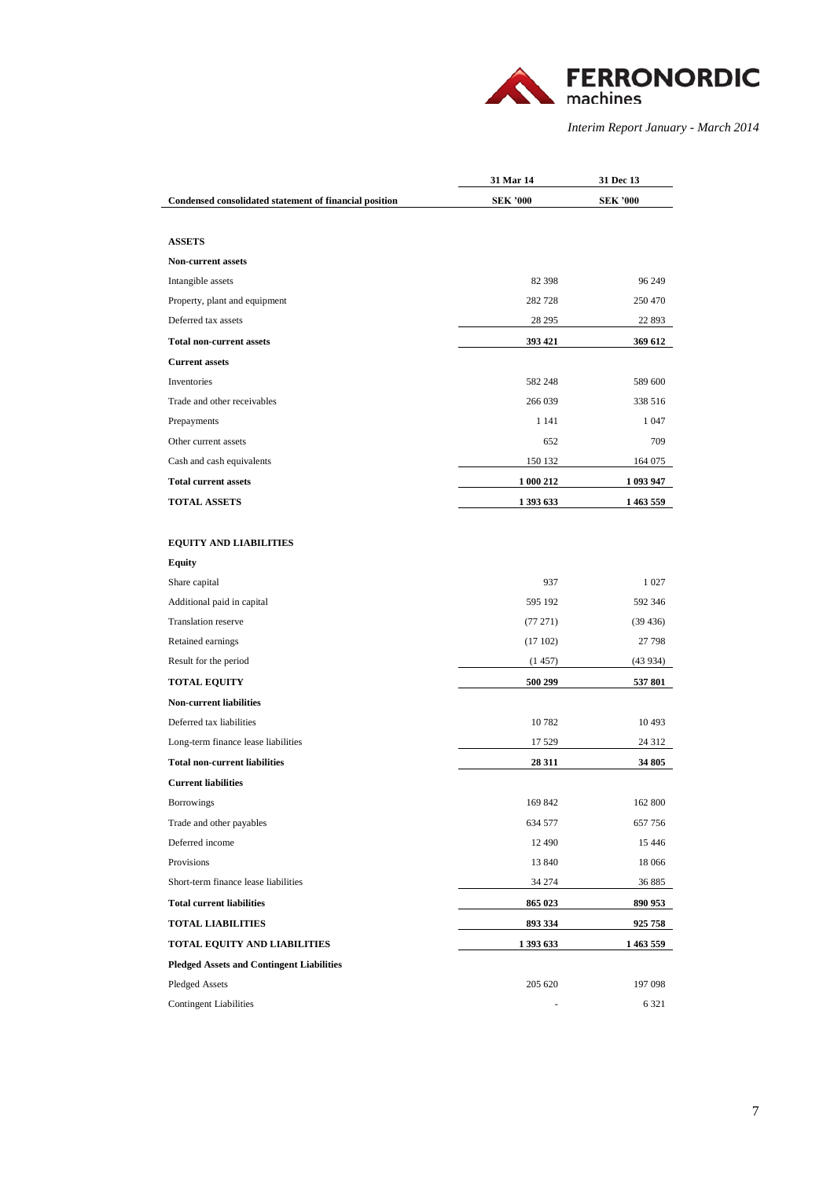| Condensed consolidated statement of financial position | 31 Mar 14<br>SEK '000 | 31 Dec 13<br>SEK '000 |
|---|---|---|
| **ASSETS** | | |
| **Non-current assets** | | |
| Intangible assets | 82 398 | 96 249 |
| Property, plant and equipment | 282 728 | 250 470 |
| Deferred tax assets | 28 295 | 22 893 |
| **Total non-current assets** | **393 421** | **369 612** |
| **Current assets** | | |
| Inventories | 582 248 | 589 600 |
| Trade and other receivables | 266 039 | 338 516 |
| Prepayments | 1 141 | 1 047 |
| Other current assets | 652 | 709 |
| Cash and cash equivalents | 150 132 | 164 075 |
| **Total current assets** | **1 000 212** | **1 093 947** |
| **TOTAL ASSETS** | **1 393 633** | **1 463 559** |
| **EQUITY AND LIABILITIES** | | |
| **Equity** | | |
| Share capital | 937 | 1 027 |
| Additional paid in capital | 595 192 | 592 346 |
| Translation reserve | (77 271) | (39 436) |
| Retained earnings | (17 102) | 27 798 |
| Result for the period | (1 457) | (43 934) |
| **TOTAL EQUITY** | **500 299** | **537 801** |
| **Non-current liabilities** | | |
| Deferred tax liabilities | 10 782 | 10 493 |
| Long-term finance lease liabilities | 17 529 | 24 312 |
| **Total non-current liabilities** | **28 311** | **34 805** |
| **Current liabilities** | | |
| Borrowings | 169 842 | 162 800 |
| Trade and other payables | 634 577 | 657 756 |
| Deferred income | 12 490 | 15 446 |
| Provisions | 13 840 | 18 066 |
| Short-term finance lease liabilities | 34 274 | 36 885 |
| **Total current liabilities** | **865 023** | **890 953** |
| **TOTAL LIABILITIES** | **893 334** | **925 758** |
| **TOTAL EQUITY AND LIABILITIES** | **1 393 633** | **1 463 559** |
| **Pledged Assets and Contingent Liabilities** | | |
| Pledged Assets | 205 620 | 197 098 |
| Contingent Liabilities | - | 6 321 |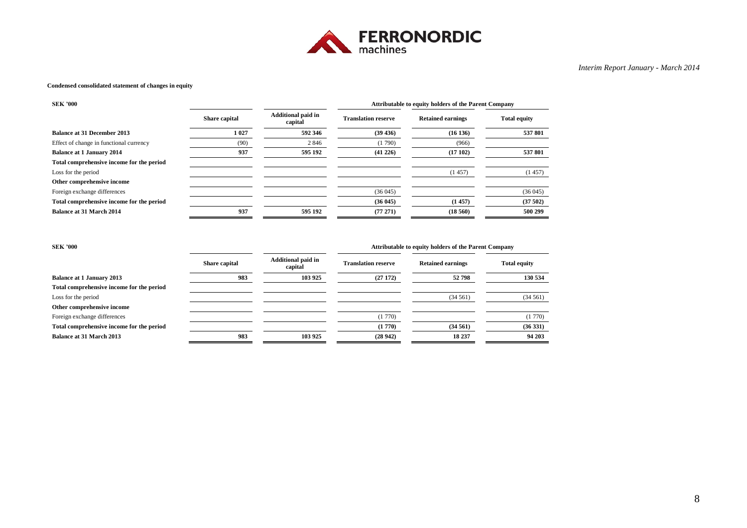**Condensed consolidated statement of changes in equity**

| SEK '000 | Attributable to equity holders of the Parent Company | | | | |
|---|---|---|---|---|---|
| | Share capital | Additional paid in capital | Translation reserve | Retained earnings | Total equity |
| **Balance at 31 December 2013** | **1 027** | **592 346** | **(39 436)** | **(16 136)** | **537 801** |
| Effect of change in functional currency | (90) | 2 846 | (1 790) | (966) | |
| **Balance at 1 January 2014** | **937** | **595 192** | **(41 226)** | **(17 102)** | **537 801** |
| **Total comprehensive income for the period** | | | | | |
| Loss for the period | | | | (1 457) | (1 457) |
| **Other comprehensive income** | | | | | |
| Foreign exchange differences | | | (36 045) | | (36 045) |
| **Total comprehensive income for the period** | | | **(36 045)** | **(1 457)** | **(37 502)** |
| **Balance at 31 March 2014** | **937** | **595 192** | **(77 271)** | **(18 560)** | **500 299** |

| SEK '000 | Attributable to equity holders of the Parent Company | | | | |
|---|---|---|---|---|---|
| | Share capital | Additional paid in capital | Translation reserve | Retained earnings | Total equity |
| **Balance at 1 January 2013** | **983** | **103 925** | **(27 172)** | **52 798** | **130 534** |
| **Total comprehensive income for the period** | | | | | |
| Loss for the period | | | | (34 561) | (34 561) |
| **Other comprehensive income** | | | | | |
| Foreign exchange differences | | | (1 770) | | (1 770) |
| **Total comprehensive income for the period** | | | **(1 770)** | **(34 561)** | **(36 331)** |
| **Balance at 31 March 2013** | **983** | **103 925** | **(28 942)** | **18 237** | **94 203** |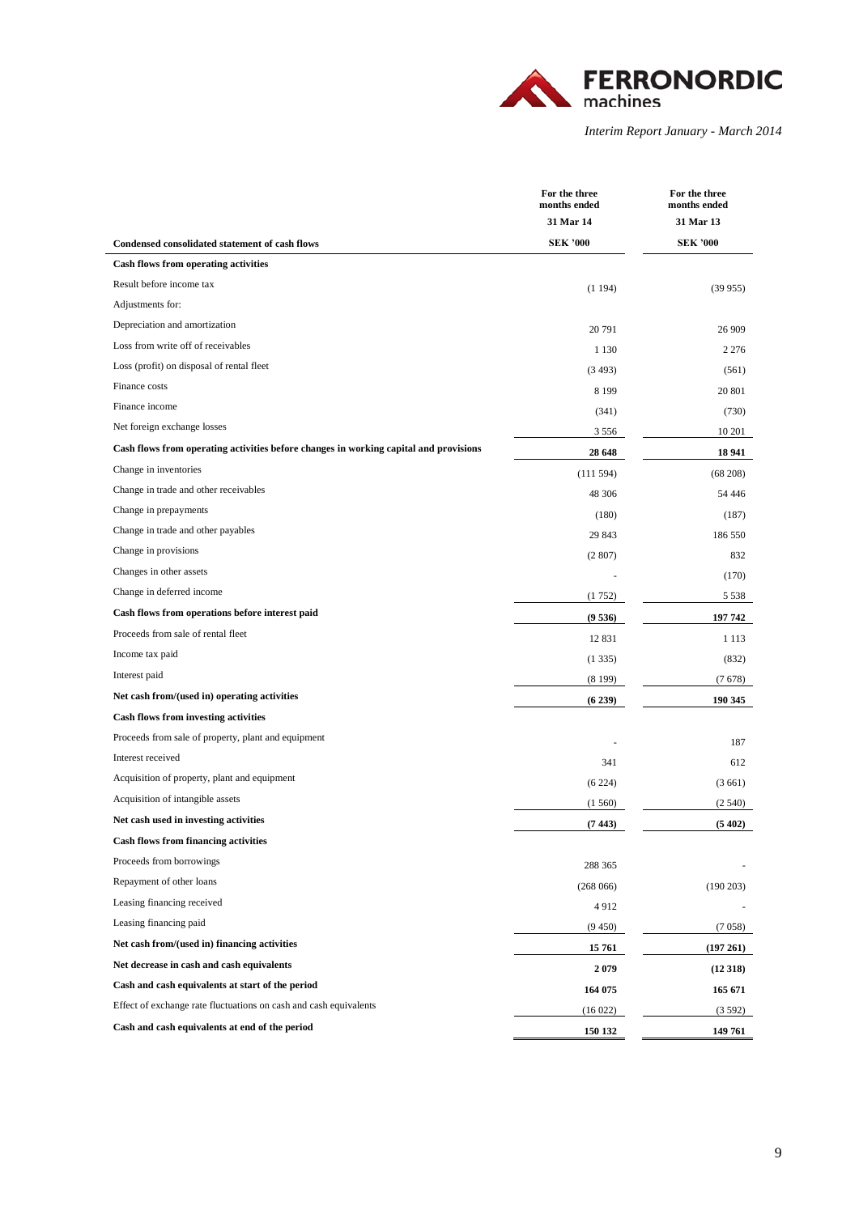| Condensed consolidated statement of cash flows | For the three months ended 31 Mar 14 SEK '000 | For the three months ended 31 Mar 13 SEK '000 |
|---|---|---|
| **Cash flows from operating activities** | | |
| Result before income tax | (1 194) | (39 955) |
| Adjustments for: | | |
| Depreciation and amortization | 20 791 | 26 909 |
| Loss from write off of receivables | 1 130 | 2 276 |
| Loss (profit) on disposal of rental fleet | (3 493) | (561) |
| Finance costs | 8 199 | 20 801 |
| Finance income | (341) | (730) |
| Net foreign exchange losses | 3 556 | 10 201 |
| **Cash flows from operating activities before changes in working capital and provisions** | **28 648** | **18 941** |
| Change in inventories | (111 594) | (68 208) |
| Change in trade and other receivables | 48 306 | 54 446 |
| Change in prepayments | (180) | (187) |
| Change in trade and other payables | 29 843 | 186 550 |
| Change in provisions | (2 807) | 832 |
| Changes in other assets | - | (170) |
| Change in deferred income | (1 752) | 5 538 |
| **Cash flows from operations before interest paid** | **(9 536)** | **197 742** |
| Proceeds from sale of rental fleet | 12 831 | 1 113 |
| Income tax paid | (1 335) | (832) |
| Interest paid | (8 199) | (7 678) |
| **Net cash from/(used in) operating activities** | **(6 239)** | **190 345** |
| **Cash flows from investing activities** | | |
| Proceeds from sale of property, plant and equipment | - | 187 |
| Interest received | 341 | 612 |
| Acquisition of property, plant and equipment | (6 224) | (3 661) |
| Acquisition of intangible assets | (1 560) | (2 540) |
| **Net cash used in investing activities** | **(7 443)** | **(5 402)** |
| **Cash flows from financing activities** | | |
| Proceeds from borrowings | 288 365 | - |
| Repayment of other loans | (268 066) | (190 203) |
| Leasing financing received | 4 912 | - |
| Leasing financing paid | (9 450) | (7 058) |
| **Net cash from/(used in) financing activities** | **15 761** | **(197 261)** |
| **Net decrease in cash and cash equivalents** | **2 079** | **(12 318)** |
| **Cash and cash equivalents at start of the period** | **164 075** | **165 671** |
| Effect of exchange rate fluctuations on cash and cash equivalents | (16 022) | (3 592) |
| **Cash and cash equivalents at end of the period** | **150 132** | **149 761** |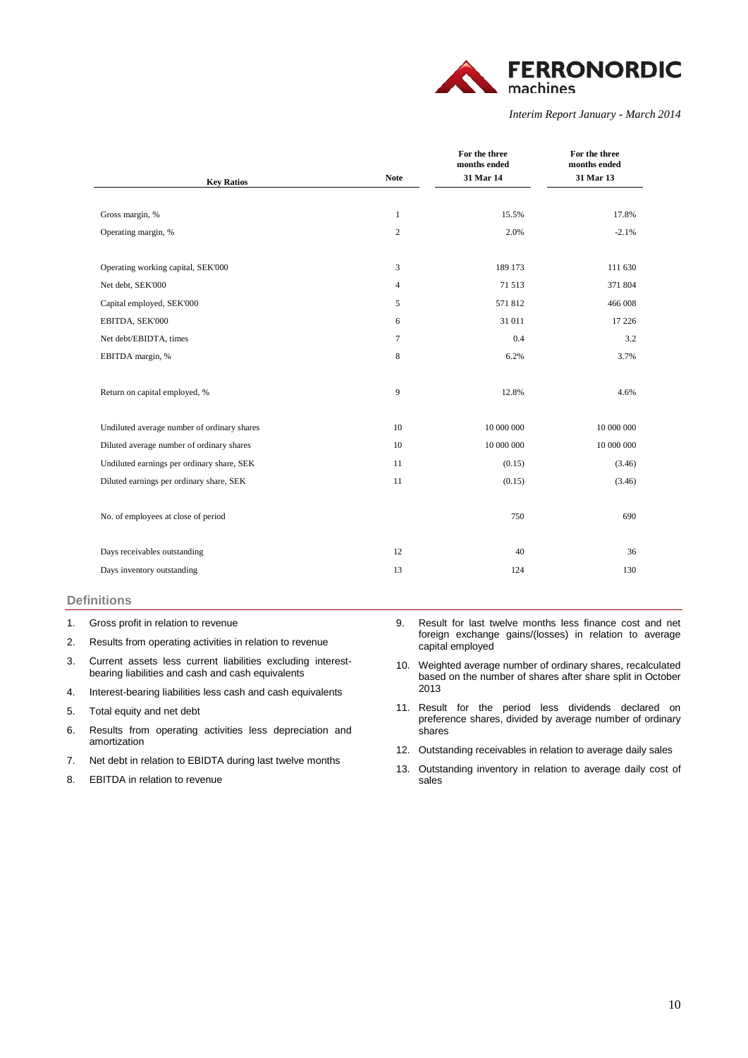| Key Ratios | Note | For the three months ended 31 Mar 14 | For the three months ended 31 Mar 13 |
|---|---|---|---|
| Gross margin, % | 1 | 15.5% | 17.8% |
| Operating margin, % | 2 | 2.0% | -2.1% |
| Operating working capital, SEK'000 | 3 | 189 173 | 111 630 |
| Net debt, SEK'000 | 4 | 71 513 | 371 804 |
| Capital employed, SEK'000 | 5 | 571 812 | 466 008 |
| EBITDA, SEK'000 | 6 | 31 011 | 17 226 |
| Net debt/EBIDTA, times | 7 | 0.4 | 3.2 |
| EBITDA margin, % | 8 | 6.2% | 3.7% |
| Return on capital employed, % | 9 | 12.8% | 4.6% |
| Undiluted average number of ordinary shares | 10 | 10 000 000 | 10 000 000 |
| Diluted average number of ordinary shares | 10 | 10 000 000 | 10 000 000 |
| Undiluted earnings per ordinary share, SEK | 11 | (0.15) | (3.46) |
| Diluted earnings per ordinary share, SEK | 11 | (0.15) | (3.46) |
| No. of employees at close of period | | 750 | 690 |
| Days receivables outstanding | 12 | 40 | 36 |
| Days inventory outstanding | 13 | 124 | 130 |

## Definitions

1. Gross profit in relation to revenue
2. Results from operating activities in relation to revenue
3. Current assets less current liabilities excluding interest-bearing liabilities and cash and cash equivalents
4. Interest-bearing liabilities less cash and cash equivalents
5. Total equity and net debt
6. Results from operating activities less depreciation and amortization
7. Net debt in relation to EBIDTA during last twelve months
8. EBITDA in relation to revenue
9. Result for last twelve months less finance cost and net foreign exchange gains/(losses) in relation to average capital employed
10. Weighted average number of ordinary shares, recalculated based on the number of shares after share split in October 2013
11. Result for the period less dividends declared on preference shares, divided by average number of ordinary shares
12. Outstanding receivables in relation to average daily sales
13. Outstanding inventory in relation to average daily cost of sales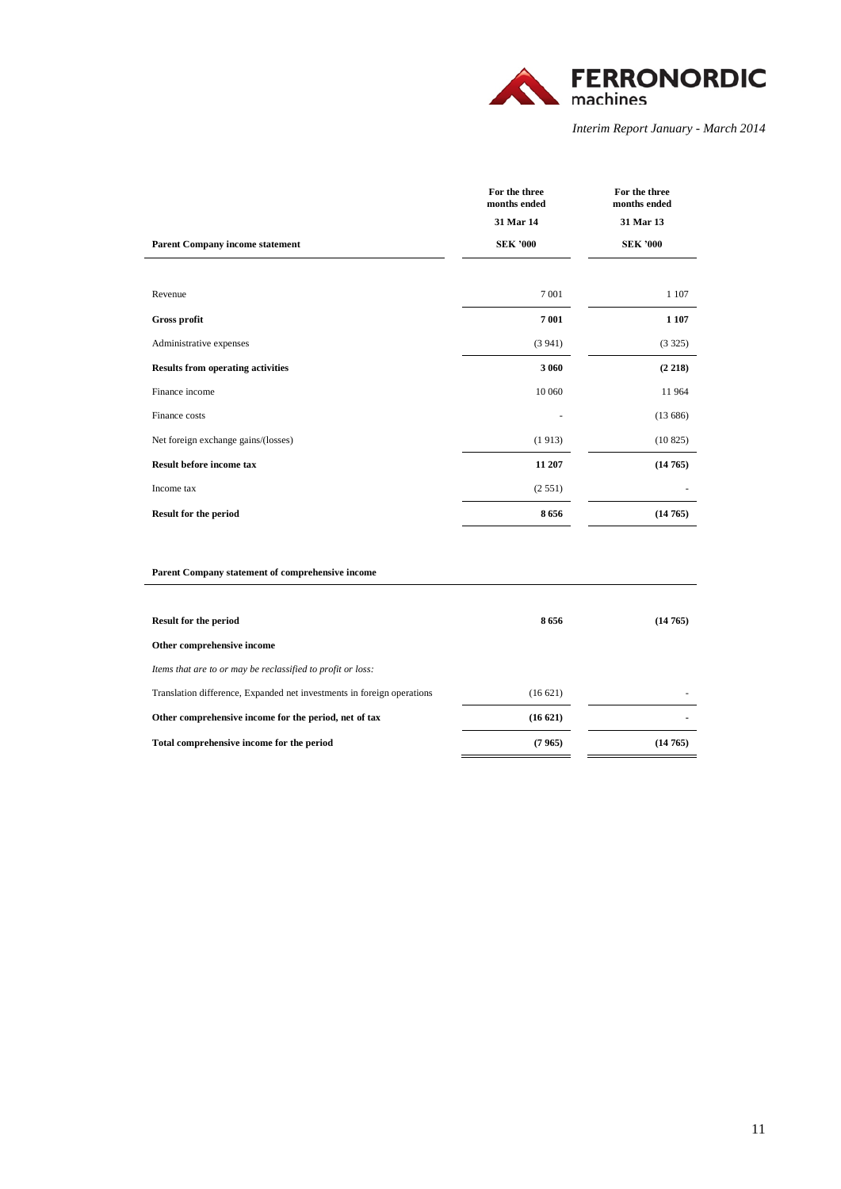| Parent Company income statement | For the three months ended 31 Mar 14 SEK '000 | For the three months ended 31 Mar 13 SEK '000 |
|---|---|---|
| Revenue | 7 001 | 1 107 |
| **Gross profit** | **7 001** | **1 107** |
| Administrative expenses | (3 941) | (3 325) |
| **Results from operating activities** | **3 060** | **(2 218)** |
| Finance income | 10 060 | 11 964 |
| Finance costs | - | (13 686) |
| Net foreign exchange gains/(losses) | (1 913) | (10 825) |
| **Result before income tax** | **11 207** | **(14 765)** |
| Income tax | (2 551) | - |
| **Result for the period** | **8 656** | **(14 765)** |

| Parent Company statement of comprehensive income | | |
|---|---|---|
| **Result for the period** | **8 656** | **(14 765)** |
| **Other comprehensive income** | | |
| *Items that are to or may be reclassified to profit or loss:* | | |
| Translation difference, Expanded net investments in foreign operations | (16 621) | - |
| **Other comprehensive income for the period, net of tax** | **(16 621)** | **-** |
| **Total comprehensive income for the period** | **(7 965)** | **(14 765)** |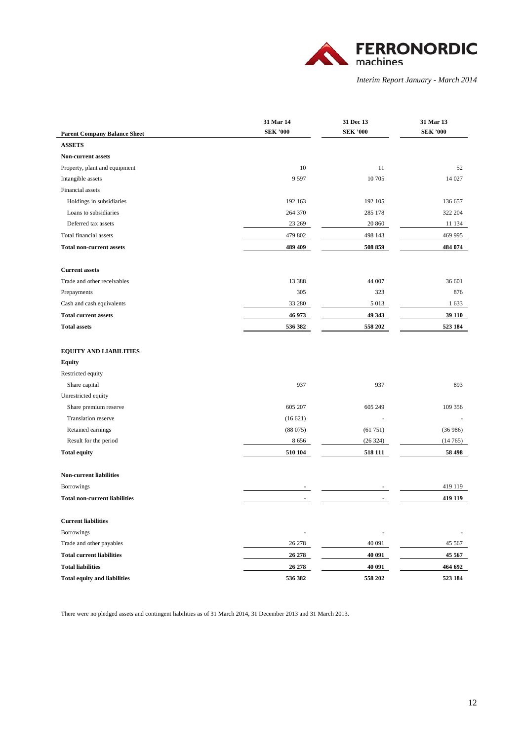| Parent Company Balance Sheet | 31 Mar 14<br>SEK '000 | 31 Dec 13<br>SEK '000 | 31 Mar 13<br>SEK '000 |
|---|---|---|---|
| **ASSETS** | | | |
| **Non-current assets** | | | |
| Property, plant and equipment | 10 | 11 | 52 |
| Intangible assets | 9 597 | 10 705 | 14 027 |
| Financial assets | | | |
| Holdings in subsidiaries | 192 163 | 192 105 | 136 657 |
| Loans to subsidiaries | 264 370 | 285 178 | 322 204 |
| Deferred tax assets | 23 269 | 20 860 | 11 134 |
| Total financial assets | 479 802 | 498 143 | 469 995 |
| **Total non-current assets** | **489 409** | **508 859** | **484 074** |
| **Current assets** | | | |
| Trade and other receivables | 13 388 | 44 007 | 36 601 |
| Prepayments | 305 | 323 | 876 |
| Cash and cash equivalents | 33 280 | 5 013 | 1 633 |
| **Total current assets** | **46 973** | **49 343** | **39 110** |
| **Total assets** | **536 382** | **558 202** | **523 184** |
| **EQUITY AND LIABILITIES** | | | |
| **Equity** | | | |
| Restricted equity | | | |
| Share capital | 937 | 937 | 893 |
| Unrestricted equity | | | |
| Share premium reserve | 605 207 | 605 249 | 109 356 |
| Translation reserve | (16 621) | - | - |
| Retained earnings | (88 075) | (61 751) | (36 986) |
| Result for the period | 8 656 | (26 324) | (14 765) |
| **Total equity** | **510 104** | **518 111** | **58 498** |
| **Non-current liabilities** | | | |
| Borrowings | - | - | 419 119 |
| **Total non-current liabilities** | **-** | **-** | **419 119** |
| **Current liabilities** | | | |
| Borrowings | - | - | - |
| Trade and other payables | 26 278 | 40 091 | 45 567 |
| **Total current liabilities** | **26 278** | **40 091** | **45 567** |
| **Total liabilities** | **26 278** | **40 091** | **464 692** |
| **Total equity and liabilities** | **536 382** | **558 202** | **523 184** |

There were no pledged assets and contingent liabilities as of 31 March 2014, 31 December 2013 and 31 March 2013.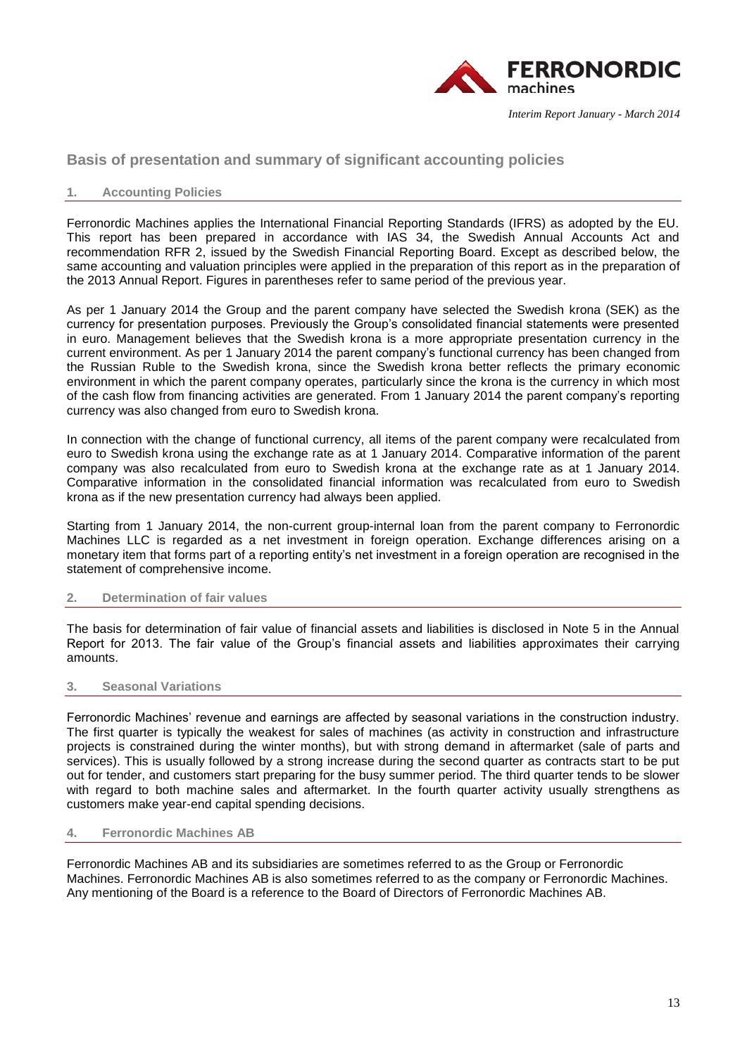# Basis of presentation and summary of significant accounting policies

## 1. Accounting Policies

Ferronordic Machines applies the International Financial Reporting Standards (IFRS) as adopted by the EU. This report has been prepared in accordance with IAS 34, the Swedish Annual Accounts Act and recommendation RFR 2, issued by the Swedish Financial Reporting Board. Except as described below, the same accounting and valuation principles were applied in the preparation of this report as in the preparation of the 2013 Annual Report. Figures in parentheses refer to same period of the previous year.

As per 1 January 2014 the Group and the parent company have selected the Swedish krona (SEK) as the currency for presentation purposes. Previously the Group's consolidated financial statements were presented in euro. Management believes that the Swedish krona is a more appropriate presentation currency in the current environment. As per 1 January 2014 the parent company's functional currency has been changed from the Russian Ruble to the Swedish krona, since the Swedish krona better reflects the primary economic environment in which the parent company operates, particularly since the krona is the currency in which most of the cash flow from financing activities are generated. From 1 January 2014 the parent company's reporting currency was also changed from euro to Swedish krona.

In connection with the change of functional currency, all items of the parent company were recalculated from euro to Swedish krona using the exchange rate as at 1 January 2014. Comparative information of the parent company was also recalculated from euro to Swedish krona at the exchange rate as at 1 January 2014. Comparative information in the consolidated financial information was recalculated from euro to Swedish krona as if the new presentation currency had always been applied.

Starting from 1 January 2014, the non-current group-internal loan from the parent company to Ferronordic Machines LLC is regarded as a net investment in foreign operation. Exchange differences arising on a monetary item that forms part of a reporting entity's net investment in a foreign operation are recognised in the statement of comprehensive income.

## 2. Determination of fair values

The basis for determination of fair value of financial assets and liabilities is disclosed in Note 5 in the Annual Report for 2013. The fair value of the Group's financial assets and liabilities approximates their carrying amounts.

## 3. Seasonal Variations

Ferronordic Machines' revenue and earnings are affected by seasonal variations in the construction industry. The first quarter is typically the weakest for sales of machines (as activity in construction and infrastructure projects is constrained during the winter months), but with strong demand in aftermarket (sale of parts and services). This is usually followed by a strong increase during the second quarter as contracts start to be put out for tender, and customers start preparing for the busy summer period. The third quarter tends to be slower with regard to both machine sales and aftermarket. In the fourth quarter activity usually strengthens as customers make year-end capital spending decisions.

## 4. Ferronordic Machines AB

Ferronordic Machines AB and its subsidiaries are sometimes referred to as the Group or Ferronordic Machines. Ferronordic Machines AB is also sometimes referred to as the company or Ferronordic Machines. Any mentioning of the Board is a reference to the Board of Directors of Ferronordic Machines AB.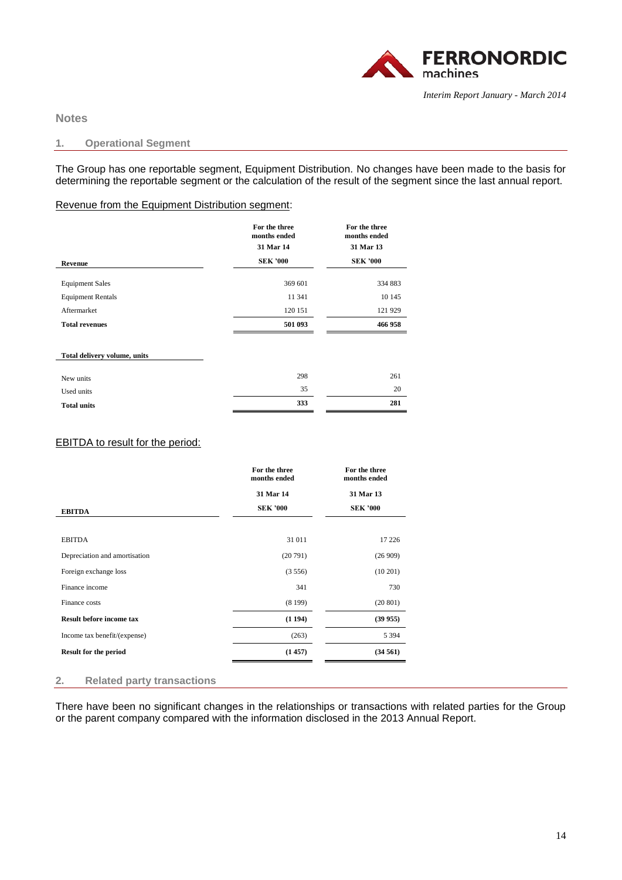## Notes

### 1. Operational Segment

The Group has one reportable segment, Equipment Distribution. No changes have been made to the basis for determining the reportable segment or the calculation of the result of the segment since the last annual report.

Revenue from the Equipment Distribution segment:

| Revenue | For the three months ended 31 Mar 14 SEK '000 | For the three months ended 31 Mar 13 SEK '000 |
|---|---|---|
| Equipment Sales | 369 601 | 334 883 |
| Equipment Rentals | 11 341 | 10 145 |
| Aftermarket | 120 151 | 121 929 |
| **Total revenues** | **501 093** | **466 958** |

| Total delivery volume, units | For the three months ended 31 Mar 14 | For the three months ended 31 Mar 13 |
|---|---|---|
| New units | 298 | 261 |
| Used units | 35 | 20 |
| **Total units** | **333** | **281** |

EBITDA to result for the period:

| EBITDA | For the three months ended 31 Mar 14 SEK '000 | For the three months ended 31 Mar 13 SEK '000 |
|---|---|---|
| EBITDA | 31 011 | 17 226 |
| Depreciation and amortisation | (20 791) | (26 909) |
| Foreign exchange loss | (3 556) | (10 201) |
| Finance income | 341 | 730 |
| Finance costs | (8 199) | (20 801) |
| **Result before income tax** | **(1 194)** | **(39 955)** |
| Income tax benefit/(expense) | (263) | 5 394 |
| **Result for the period** | **(1 457)** | **(34 561)** |

### 2. Related party transactions

There have been no significant changes in the relationships or transactions with related parties for the Group or the parent company compared with the information disclosed in the 2013 Annual Report.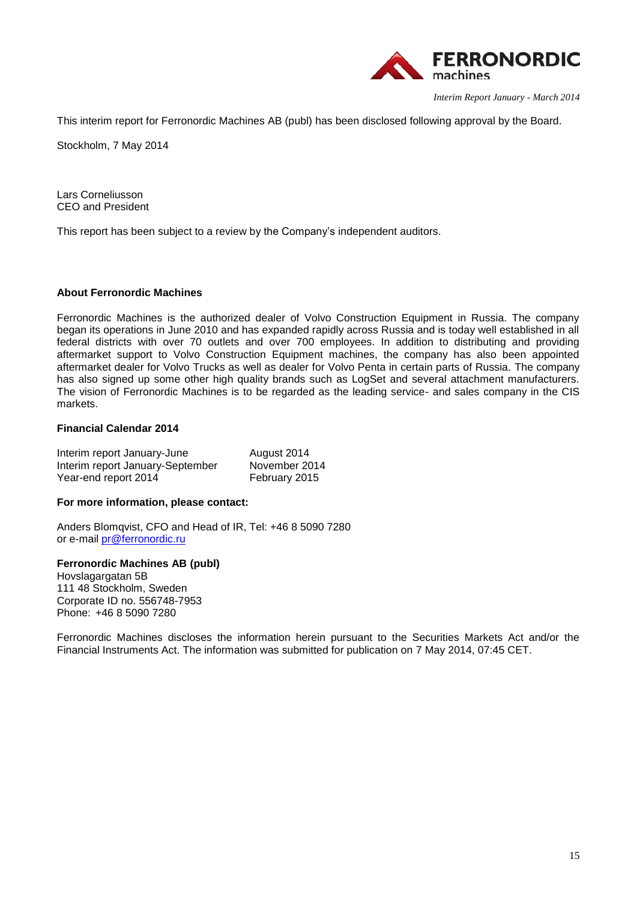This interim report for Ferronordic Machines AB (publ) has been disclosed following approval by the Board.

Stockholm, 7 May 2014

Lars Corneliusson
CEO and President

This report has been subject to a review by the Company's independent auditors.

**About Ferronordic Machines**

Ferronordic Machines is the authorized dealer of Volvo Construction Equipment in Russia. The company began its operations in June 2010 and has expanded rapidly across Russia and is today well established in all federal districts with over 70 outlets and over 700 employees. In addition to distributing and providing aftermarket support to Volvo Construction Equipment machines, the company has also been appointed aftermarket dealer for Volvo Trucks as well as dealer for Volvo Penta in certain parts of Russia. The company has also signed up some other high quality brands such as LogSet and several attachment manufacturers. The vision of Ferronordic Machines is to be regarded as the leading service- and sales company in the CIS markets.

**Financial Calendar 2014**

| | |
|---|---|
| Interim report January-June | August 2014 |
| Interim report January-September | November 2014 |
| Year-end report 2014 | February 2015 |

**For more information, please contact:**

Anders Blomqvist, CFO and Head of IR, Tel: +46 8 5090 7280
or e-mail pr@ferronordic.ru

**Ferronordic Machines AB (publ)**
Hovslagargatan 5B
111 48 Stockholm, Sweden
Corporate ID no. 556748-7953
Phone: +46 8 5090 7280

Ferronordic Machines discloses the information herein pursuant to the Securities Markets Act and/or the Financial Instruments Act. The information was submitted for publication on 7 May 2014, 07:45 CET.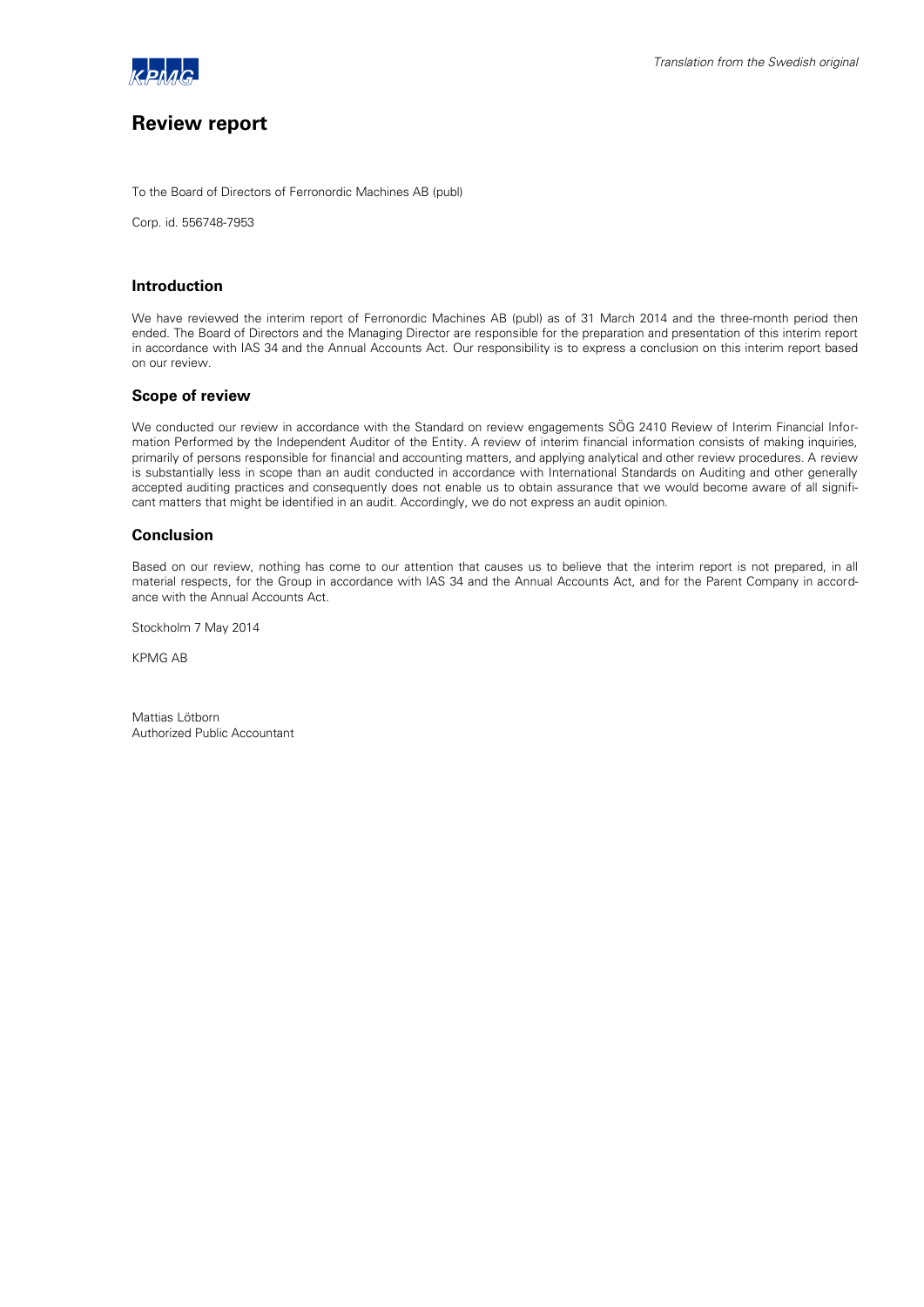*Translation from the Swedish original*

# Review report

To the Board of Directors of Ferronordic Machines AB (publ)

Corp. id. 556748-7953

## Introduction

We have reviewed the interim report of Ferronordic Machines AB (publ) as of 31 March 2014 and the three-month period then ended. The Board of Directors and the Managing Director are responsible for the preparation and presentation of this interim report in accordance with IAS 34 and the Annual Accounts Act. Our responsibility is to express a conclusion on this interim report based on our review.

## Scope of review

We conducted our review in accordance with the Standard on review engagements SÖG 2410 Review of Interim Financial Information Performed by the Independent Auditor of the Entity. A review of interim financial information consists of making inquiries, primarily of persons responsible for financial and accounting matters, and applying analytical and other review procedures. A review is substantially less in scope than an audit conducted in accordance with International Standards on Auditing and other generally accepted auditing practices and consequently does not enable us to obtain assurance that we would become aware of all significant matters that might be identified in an audit. Accordingly, we do not express an audit opinion.

## Conclusion

Based on our review, nothing has come to our attention that causes us to believe that the interim report is not prepared, in all material respects, for the Group in accordance with IAS 34 and the Annual Accounts Act, and for the Parent Company in accordance with the Annual Accounts Act.

Stockholm 7 May 2014

KPMG AB

Mattias Lötborn
Authorized Public Accountant